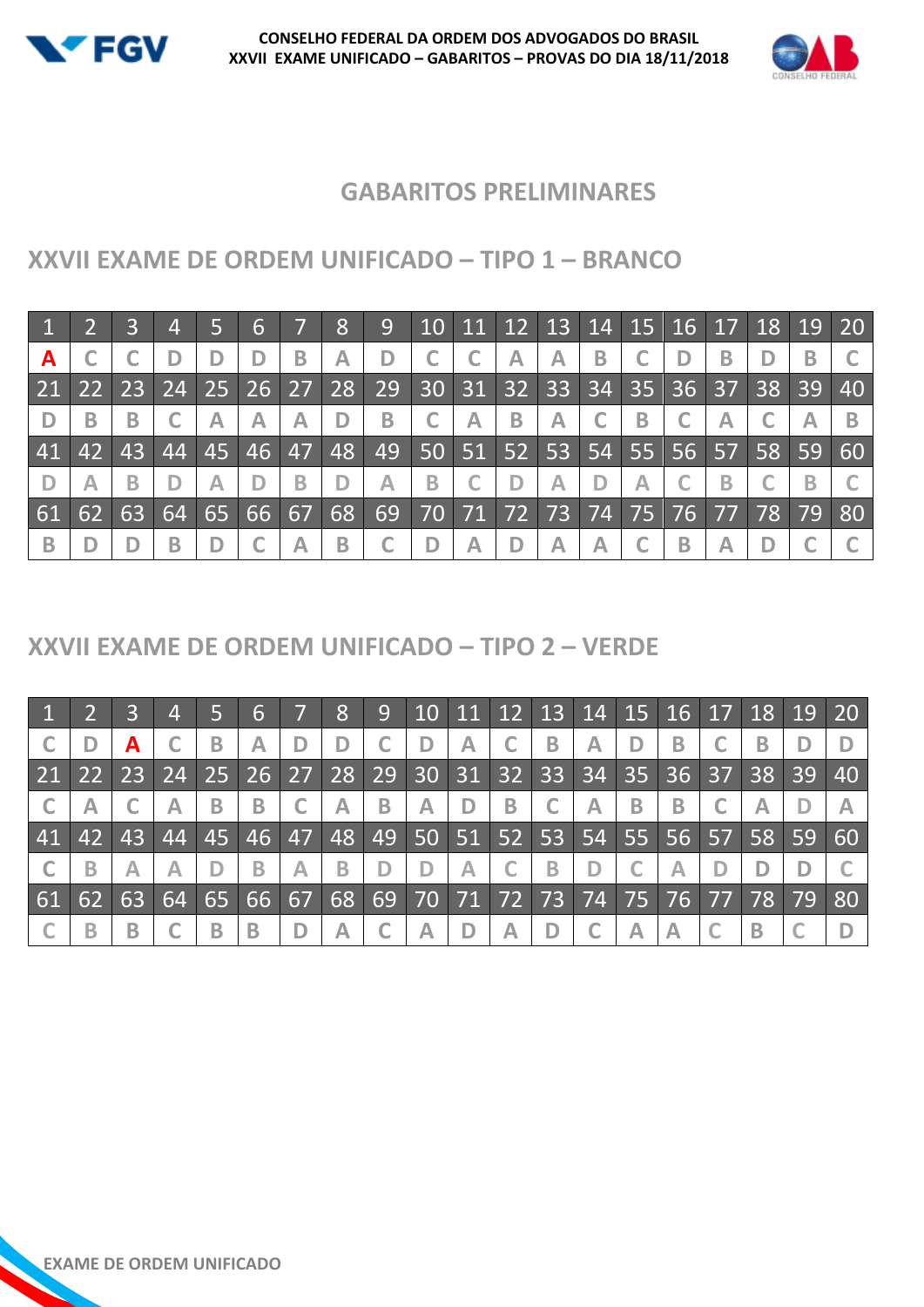CONSELHO FEDERAL DA ORDEM DOS ADVOGADOS DO BRASIL
XXVII EXAME UNIFICADO – GABARITOS – PROVAS DO DIA 18/11/2018

# GABARITOS PRELIMINARES

## XXVII EXAME DE ORDEM UNIFICADO – TIPO 1 – BRANCO

| 1 | 2 | 3 | 4 | 5 | 6 | 7 | 8 | 9 | 10 | 11 | 12 | 13 | 14 | 15 | 16 | 17 | 18 | 19 | 20 |
|---|---|---|---|---|---|---|---|---|---|---|---|---|---|---|---|---|---|---|---|
| A | C | C | D | D | D | B | A | D | C | C | A | A | B | C | D | B | D | B | C |
| 21 | 22 | 23 | 24 | 25 | 26 | 27 | 28 | 29 | 30 | 31 | 32 | 33 | 34 | 35 | 36 | 37 | 38 | 39 | 40 |
| D | B | B | C | A | A | A | D | B | C | A | B | A | C | B | C | A | C | A | B |
| 41 | 42 | 43 | 44 | 45 | 46 | 47 | 48 | 49 | 50 | 51 | 52 | 53 | 54 | 55 | 56 | 57 | 58 | 59 | 60 |
| D | A | B | D | A | D | B | D | A | B | C | D | A | D | A | C | B | C | B | C |
| 61 | 62 | 63 | 64 | 65 | 66 | 67 | 68 | 69 | 70 | 71 | 72 | 73 | 74 | 75 | 76 | 77 | 78 | 79 | 80 |
| B | D | D | B | D | C | A | B | C | D | A | D | A | A | C | B | A | D | C | C |

## XXVII EXAME DE ORDEM UNIFICADO – TIPO 2 – VERDE

| 1 | 2 | 3 | 4 | 5 | 6 | 7 | 8 | 9 | 10 | 11 | 12 | 13 | 14 | 15 | 16 | 17 | 18 | 19 | 20 |
|---|---|---|---|---|---|---|---|---|---|---|---|---|---|---|---|---|---|---|---|
| C | D | A | C | B | A | D | D | C | D | A | C | B | A | D | B | C | B | D | D |
| 21 | 22 | 23 | 24 | 25 | 26 | 27 | 28 | 29 | 30 | 31 | 32 | 33 | 34 | 35 | 36 | 37 | 38 | 39 | 40 |
| C | A | C | A | B | B | C | A | B | A | D | B | C | A | B | B | C | A | D | A |
| 41 | 42 | 43 | 44 | 45 | 46 | 47 | 48 | 49 | 50 | 51 | 52 | 53 | 54 | 55 | 56 | 57 | 58 | 59 | 60 |
| C | B | A | A | D | B | A | B | D | D | A | C | B | D | C | A | D | D | D | C |
| 61 | 62 | 63 | 64 | 65 | 66 | 67 | 68 | 69 | 70 | 71 | 72 | 73 | 74 | 75 | 76 | 77 | 78 | 79 | 80 |
| C | B | B | C | B | B | D | A | C | A | D | A | D | C | A | A | C | B | C | D |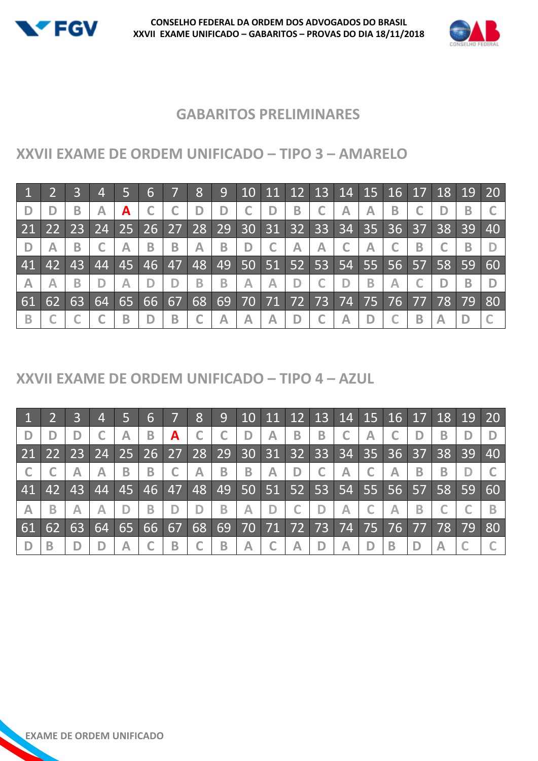## GABARITOS PRELIMINARES

### XXVII EXAME DE ORDEM UNIFICADO – TIPO 3 – AMARELO

| 1 | 2 | 3 | 4 | 5 | 6 | 7 | 8 | 9 | 10 | 11 | 12 | 13 | 14 | 15 | 16 | 17 | 18 | 19 | 20 |
|---|---|---|---|---|---|---|---|---|---|---|---|---|---|---|---|---|---|---|---|
| D | D | B | A | **A** | C | C | D | D | C | D | B | C | A | A | B | C | D | B | C |
| **21** | **22** | **23** | **24** | **25** | **26** | **27** | **28** | **29** | **30** | **31** | **32** | **33** | **34** | **35** | **36** | **37** | **38** | **39** | **40** |
| D | A | B | C | A | B | B | A | B | D | C | A | A | C | A | C | B | C | B | D |
| **41** | **42** | **43** | **44** | **45** | **46** | **47** | **48** | **49** | **50** | **51** | **52** | **53** | **54** | **55** | **56** | **57** | **58** | **59** | **60** |
| A | A | B | D | A | D | D | B | B | A | A | D | C | D | B | A | C | D | B | D |
| **61** | **62** | **63** | **64** | **65** | **66** | **67** | **68** | **69** | **70** | **71** | **72** | **73** | **74** | **75** | **76** | **77** | **78** | **79** | **80** |
| B | C | C | C | B | D | B | C | A | A | A | D | C | A | D | C | B | A | D | C |

### XXVII EXAME DE ORDEM UNIFICADO – TIPO 4 – AZUL

| 1 | 2 | 3 | 4 | 5 | 6 | 7 | 8 | 9 | 10 | 11 | 12 | 13 | 14 | 15 | 16 | 17 | 18 | 19 | 20 |
|---|---|---|---|---|---|---|---|---|---|---|---|---|---|---|---|---|---|---|---|
| D | D | D | C | A | B | **A** | C | C | D | A | B | B | C | A | C | D | B | D | D |
| **21** | **22** | **23** | **24** | **25** | **26** | **27** | **28** | **29** | **30** | **31** | **32** | **33** | **34** | **35** | **36** | **37** | **38** | **39** | **40** |
| C | C | A | A | B | B | C | A | B | B | A | D | C | A | C | A | B | B | D | C |
| **41** | **42** | **43** | **44** | **45** | **46** | **47** | **48** | **49** | **50** | **51** | **52** | **53** | **54** | **55** | **56** | **57** | **58** | **59** | **60** |
| A | B | A | A | D | B | D | D | B | A | D | C | D | A | C | A | B | C | C | B |
| **61** | **62** | **63** | **64** | **65** | **66** | **67** | **68** | **69** | **70** | **71** | **72** | **73** | **74** | **75** | **76** | **77** | **78** | **79** | **80** |
| D | B | D | D | A | C | B | C | B | A | C | A | D | A | D | B | D | A | C | C |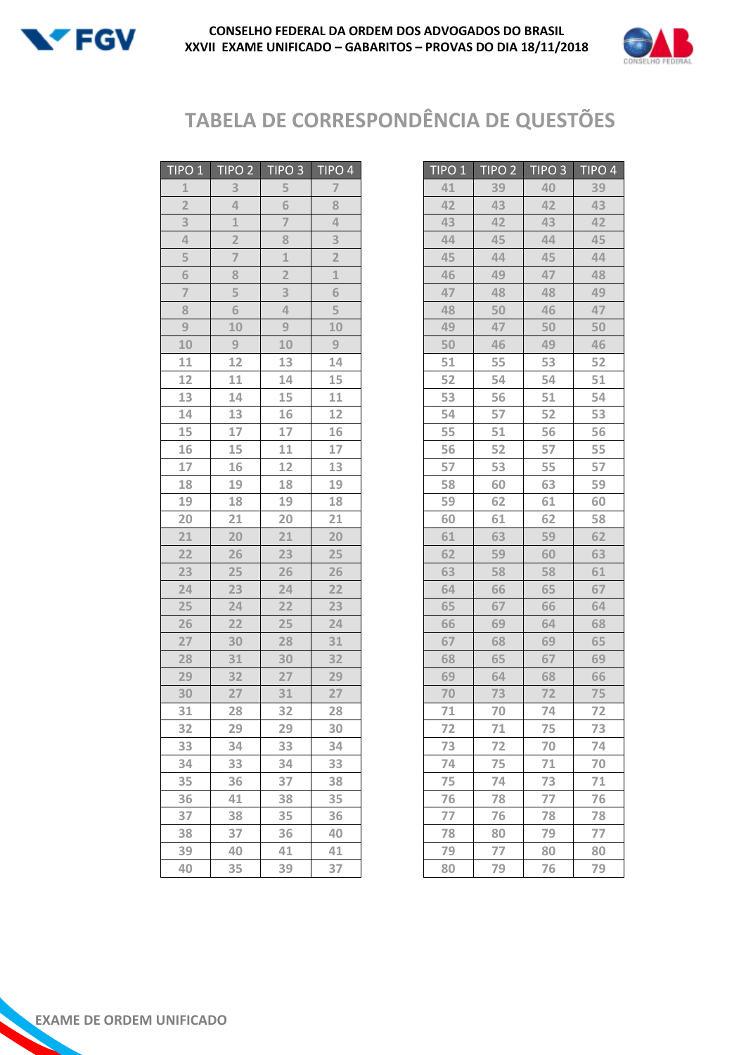CONSELHO FEDERAL DA ORDEM DOS ADVOGADOS DO BRASIL
XXVII EXAME UNIFICADO – GABARITOS – PROVAS DO DIA 18/11/2018

# TABELA DE CORRESPONDÊNCIA DE QUESTÕES

| TIPO 1 | TIPO 2 | TIPO 3 | TIPO 4 |
|---|---|---|---|
| 1 | 3 | 5 | 7 |
| 2 | 4 | 6 | 8 |
| 3 | 1 | 7 | 4 |
| 4 | 2 | 8 | 3 |
| 5 | 7 | 1 | 2 |
| 6 | 8 | 2 | 1 |
| 7 | 5 | 3 | 6 |
| 8 | 6 | 4 | 5 |
| 9 | 10 | 9 | 10 |
| 10 | 9 | 10 | 9 |
| 11 | 12 | 13 | 14 |
| 12 | 11 | 14 | 15 |
| 13 | 14 | 15 | 11 |
| 14 | 13 | 16 | 12 |
| 15 | 17 | 17 | 16 |
| 16 | 15 | 11 | 17 |
| 17 | 16 | 12 | 13 |
| 18 | 19 | 18 | 19 |
| 19 | 18 | 19 | 18 |
| 20 | 21 | 20 | 21 |
| 21 | 20 | 21 | 20 |
| 22 | 26 | 23 | 25 |
| 23 | 25 | 26 | 26 |
| 24 | 23 | 24 | 22 |
| 25 | 24 | 22 | 23 |
| 26 | 22 | 25 | 24 |
| 27 | 30 | 28 | 31 |
| 28 | 31 | 30 | 32 |
| 29 | 32 | 27 | 29 |
| 30 | 27 | 31 | 27 |
| 31 | 28 | 32 | 28 |
| 32 | 29 | 29 | 30 |
| 33 | 34 | 33 | 34 |
| 34 | 33 | 34 | 33 |
| 35 | 36 | 37 | 38 |
| 36 | 41 | 38 | 35 |
| 37 | 38 | 35 | 36 |
| 38 | 37 | 36 | 40 |
| 39 | 40 | 41 | 41 |
| 40 | 35 | 39 | 37 |

| TIPO 1 | TIPO 2 | TIPO 3 | TIPO 4 |
|---|---|---|---|
| 41 | 39 | 40 | 39 |
| 42 | 43 | 42 | 43 |
| 43 | 42 | 43 | 42 |
| 44 | 45 | 44 | 45 |
| 45 | 44 | 45 | 44 |
| 46 | 49 | 47 | 48 |
| 47 | 48 | 48 | 49 |
| 48 | 50 | 46 | 47 |
| 49 | 47 | 50 | 50 |
| 50 | 46 | 49 | 46 |
| 51 | 55 | 53 | 52 |
| 52 | 54 | 54 | 51 |
| 53 | 56 | 51 | 54 |
| 54 | 57 | 52 | 53 |
| 55 | 51 | 56 | 56 |
| 56 | 52 | 57 | 55 |
| 57 | 53 | 55 | 57 |
| 58 | 60 | 63 | 59 |
| 59 | 62 | 61 | 60 |
| 60 | 61 | 62 | 58 |
| 61 | 63 | 59 | 62 |
| 62 | 59 | 60 | 63 |
| 63 | 58 | 58 | 61 |
| 64 | 66 | 65 | 67 |
| 65 | 67 | 66 | 64 |
| 66 | 69 | 64 | 68 |
| 67 | 68 | 69 | 65 |
| 68 | 65 | 67 | 69 |
| 69 | 64 | 68 | 66 |
| 70 | 73 | 72 | 75 |
| 71 | 70 | 74 | 72 |
| 72 | 71 | 75 | 73 |
| 73 | 72 | 70 | 74 |
| 74 | 75 | 71 | 70 |
| 75 | 74 | 73 | 71 |
| 76 | 78 | 77 | 76 |
| 77 | 76 | 78 | 78 |
| 78 | 80 | 79 | 77 |
| 79 | 77 | 80 | 80 |
| 80 | 79 | 76 | 79 |

EXAME DE ORDEM UNIFICADO